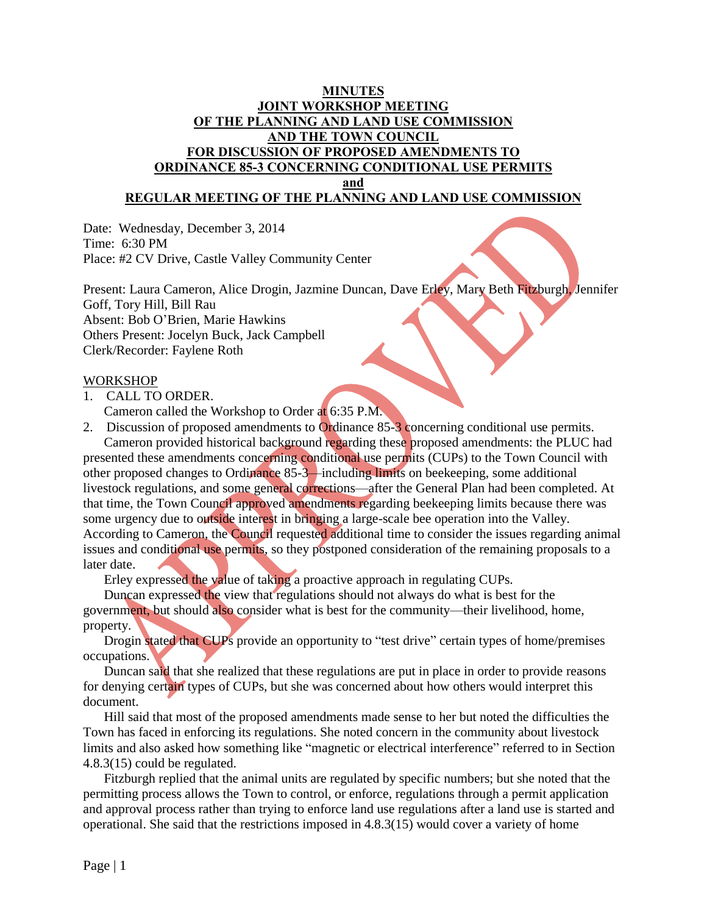**MINUTES**
**JOINT WORKSHOP MEETING**
**OF THE PLANNING AND LAND USE COMMISSION**
**AND THE TOWN COUNCIL**
**FOR DISCUSSION OF PROPOSED AMENDMENTS TO**
**ORDINANCE 85-3 CONCERNING CONDITIONAL USE PERMITS**
**and**
**REGULAR MEETING OF THE PLANNING AND LAND USE COMMISSION**

Date: Wednesday, December 3, 2014
Time: 6:30 PM
Place: #2 CV Drive, Castle Valley Community Center

Present: Laura Cameron, Alice Drogin, Jazmine Duncan, Dave Erley, Mary Beth Fitzburgh, Jennifer Goff, Tory Hill, Bill Rau
Absent: Bob O'Brien, Marie Hawkins
Others Present: Jocelyn Buck, Jack Campbell
Clerk/Recorder: Faylene Roth

WORKSHOP

1. CALL TO ORDER.
   Cameron called the Workshop to Order at 6:35 P.M.
2. Discussion of proposed amendments to Ordinance 85-3 concerning conditional use permits.
   Cameron provided historical background regarding these proposed amendments: the PLUC had presented these amendments concerning conditional use permits (CUPs) to the Town Council with other proposed changes to Ordinance 85-3—including limits on beekeeping, some additional livestock regulations, and some general corrections—after the General Plan had been completed. At that time, the Town Council approved amendments regarding beekeeping limits because there was some urgency due to outside interest in bringing a large-scale bee operation into the Valley. According to Cameron, the Council requested additional time to consider the issues regarding animal issues and conditional use permits, so they postponed consideration of the remaining proposals to a later date.

   Erley expressed the value of taking a proactive approach in regulating CUPs.

   Duncan expressed the view that regulations should not always do what is best for the government, but should also consider what is best for the community—their livelihood, home, property.

   Drogin stated that CUPs provide an opportunity to "test drive" certain types of home/premises occupations.

   Duncan said that she realized that these regulations are put in place in order to provide reasons for denying certain types of CUPs, but she was concerned about how others would interpret this document.

   Hill said that most of the proposed amendments made sense to her but noted the difficulties the Town has faced in enforcing its regulations. She noted concern in the community about livestock limits and also asked how something like "magnetic or electrical interference" referred to in Section 4.8.3(15) could be regulated.

   Fitzburgh replied that the animal units are regulated by specific numbers; but she noted that the permitting process allows the Town to control, or enforce, regulations through a permit application and approval process rather than trying to enforce land use regulations after a land use is started and operational. She said that the restrictions imposed in 4.8.3(15) would cover a variety of home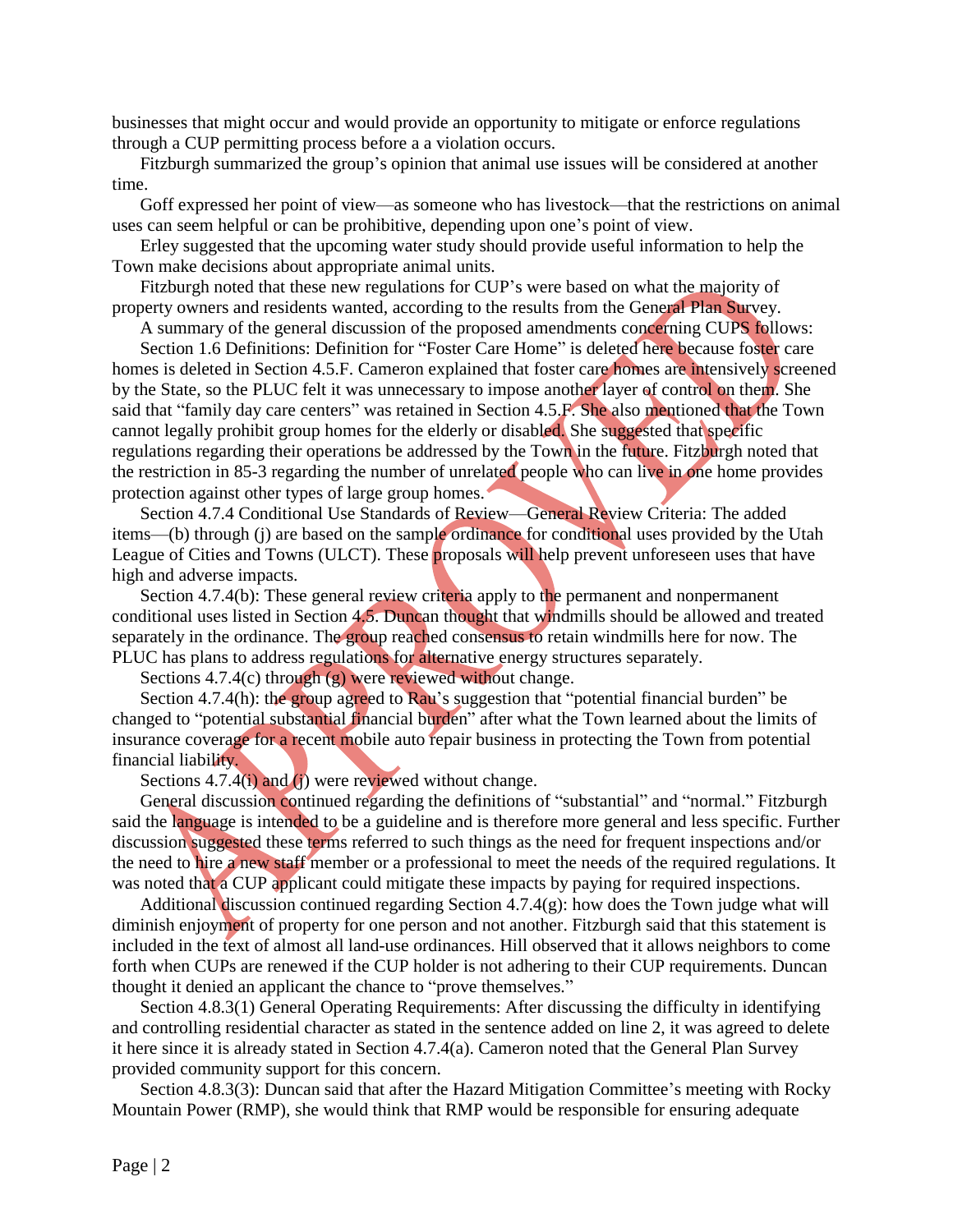businesses that might occur and would provide an opportunity to mitigate or enforce regulations through a CUP permitting process before a a violation occurs.

Fitzburgh summarized the group's opinion that animal use issues will be considered at another time.

Goff expressed her point of view—as someone who has livestock—that the restrictions on animal uses can seem helpful or can be prohibitive, depending upon one's point of view.

Erley suggested that the upcoming water study should provide useful information to help the Town make decisions about appropriate animal units.

Fitzburgh noted that these new regulations for CUP's were based on what the majority of property owners and residents wanted, according to the results from the General Plan Survey.

A summary of the general discussion of the proposed amendments concerning CUPS follows:

Section 1.6 Definitions: Definition for "Foster Care Home" is deleted here because foster care homes is deleted in Section 4.5.F. Cameron explained that foster care homes are intensively screened by the State, so the PLUC felt it was unnecessary to impose another layer of control on them. She said that "family day care centers" was retained in Section 4.5.F. She also mentioned that the Town cannot legally prohibit group homes for the elderly or disabled. She suggested that specific regulations regarding their operations be addressed by the Town in the future. Fitzburgh noted that the restriction in 85-3 regarding the number of unrelated people who can live in one home provides protection against other types of large group homes.

Section 4.7.4 Conditional Use Standards of Review—General Review Criteria: The added items—(b) through (j) are based on the sample ordinance for conditional uses provided by the Utah League of Cities and Towns (ULCT). These proposals will help prevent unforeseen uses that have high and adverse impacts.

Section 4.7.4(b): These general review criteria apply to the permanent and nonpermanent conditional uses listed in Section 4.5. Duncan thought that windmills should be allowed and treated separately in the ordinance. The group reached consensus to retain windmills here for now. The PLUC has plans to address regulations for alternative energy structures separately.

Sections 4.7.4(c) through (g) were reviewed without change.

Section 4.7.4(h): the group agreed to Rau's suggestion that "potential financial burden" be changed to "potential substantial financial burden" after what the Town learned about the limits of insurance coverage for a recent mobile auto repair business in protecting the Town from potential financial liability.

Sections 4.7.4(i) and (j) were reviewed without change.

General discussion continued regarding the definitions of "substantial" and "normal." Fitzburgh said the language is intended to be a guideline and is therefore more general and less specific. Further discussion suggested these terms referred to such things as the need for frequent inspections and/or the need to hire a new staff member or a professional to meet the needs of the required regulations. It was noted that a CUP applicant could mitigate these impacts by paying for required inspections.

Additional discussion continued regarding Section 4.7.4(g): how does the Town judge what will diminish enjoyment of property for one person and not another. Fitzburgh said that this statement is included in the text of almost all land-use ordinances. Hill observed that it allows neighbors to come forth when CUPs are renewed if the CUP holder is not adhering to their CUP requirements. Duncan thought it denied an applicant the chance to "prove themselves."

Section 4.8.3(1) General Operating Requirements: After discussing the difficulty in identifying and controlling residential character as stated in the sentence added on line 2, it was agreed to delete it here since it is already stated in Section 4.7.4(a). Cameron noted that the General Plan Survey provided community support for this concern.

Section 4.8.3(3): Duncan said that after the Hazard Mitigation Committee's meeting with Rocky Mountain Power (RMP), she would think that RMP would be responsible for ensuring adequate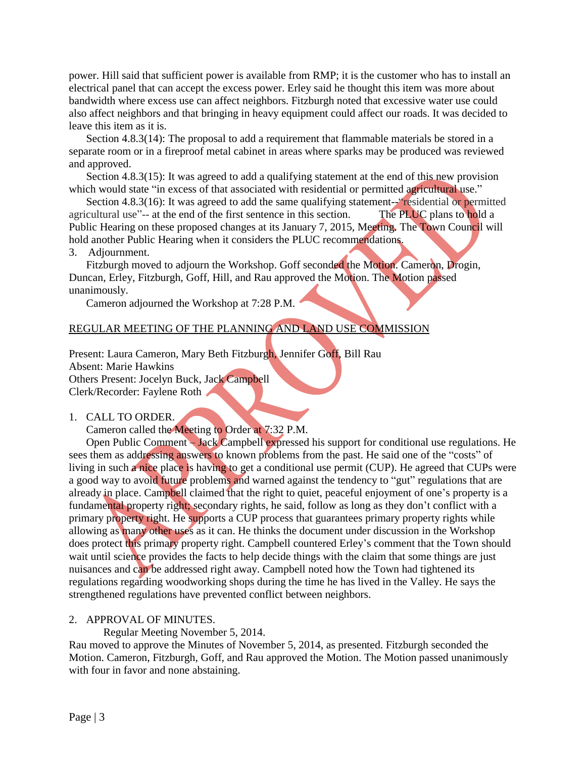power. Hill said that sufficient power is available from RMP; it is the customer who has to install an electrical panel that can accept the excess power. Erley said he thought this item was more about bandwidth where excess use can affect neighbors. Fitzburgh noted that excessive water use could also affect neighbors and that bringing in heavy equipment could affect our roads. It was decided to leave this item as it is.

Section 4.8.3(14): The proposal to add a requirement that flammable materials be stored in a separate room or in a fireproof metal cabinet in areas where sparks may be produced was reviewed and approved.

Section 4.8.3(15): It was agreed to add a qualifying statement at the end of this new provision which would state "in excess of that associated with residential or permitted agricultural use."

Section 4.8.3(16): It was agreed to add the same qualifying statement--"residential or permitted agricultural use"-- at the end of the first sentence in this section. The PLUC plans to hold a Public Hearing on these proposed changes at its January 7, 2015, Meeting. The Town Council will hold another Public Hearing when it considers the PLUC recommendations.

3. Adjournment.

Fitzburgh moved to adjourn the Workshop. Goff seconded the Motion. Cameron, Drogin, Duncan, Erley, Fitzburgh, Goff, Hill, and Rau approved the Motion. The Motion passed unanimously.

Cameron adjourned the Workshop at 7:28 P.M.

## REGULAR MEETING OF THE PLANNING AND LAND USE COMMISSION

Present: Laura Cameron, Mary Beth Fitzburgh, Jennifer Goff, Bill Rau
Absent: Marie Hawkins
Others Present: Jocelyn Buck, Jack Campbell
Clerk/Recorder: Faylene Roth

1. CALL TO ORDER.

Cameron called the Meeting to Order at 7:32 P.M.

Open Public Comment – Jack Campbell expressed his support for conditional use regulations. He sees them as addressing answers to known problems from the past. He said one of the "costs" of living in such a nice place is having to get a conditional use permit (CUP). He agreed that CUPs were a good way to avoid future problems and warned against the tendency to "gut" regulations that are already in place. Campbell claimed that the right to quiet, peaceful enjoyment of one's property is a fundamental property right; secondary rights, he said, follow as long as they don't conflict with a primary property right. He supports a CUP process that guarantees primary property rights while allowing as many other uses as it can. He thinks the document under discussion in the Workshop does protect this primary property right. Campbell countered Erley's comment that the Town should wait until science provides the facts to help decide things with the claim that some things are just nuisances and can be addressed right away. Campbell noted how the Town had tightened its regulations regarding woodworking shops during the time he has lived in the Valley. He says the strengthened regulations have prevented conflict between neighbors.

2. APPROVAL OF MINUTES.

Regular Meeting November 5, 2014.

Rau moved to approve the Minutes of November 5, 2014, as presented. Fitzburgh seconded the Motion. Cameron, Fitzburgh, Goff, and Rau approved the Motion. The Motion passed unanimously with four in favor and none abstaining.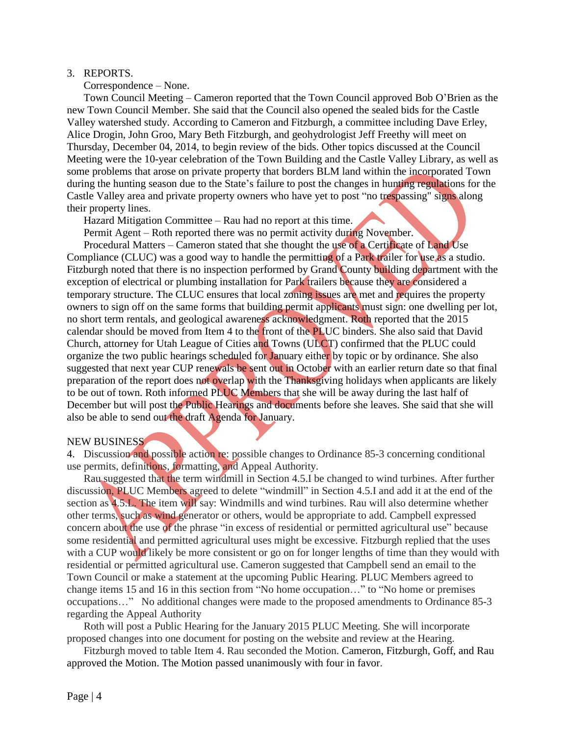3. REPORTS.

Correspondence – None.

Town Council Meeting – Cameron reported that the Town Council approved Bob O'Brien as the new Town Council Member. She said that the Council also opened the sealed bids for the Castle Valley watershed study. According to Cameron and Fitzburgh, a committee including Dave Erley, Alice Drogin, John Groo, Mary Beth Fitzburgh, and geohydrologist Jeff Freethy will meet on Thursday, December 04, 2014, to begin review of the bids. Other topics discussed at the Council Meeting were the 10-year celebration of the Town Building and the Castle Valley Library, as well as some problems that arose on private property that borders BLM land within the incorporated Town during the hunting season due to the State's failure to post the changes in hunting regulations for the Castle Valley area and private property owners who have yet to post "no trespassing" signs along their property lines.

Hazard Mitigation Committee – Rau had no report at this time.

Permit Agent – Roth reported there was no permit activity during November.

Procedural Matters – Cameron stated that she thought the use of a Certificate of Land Use Compliance (CLUC) was a good way to handle the permitting of a Park trailer for use as a studio. Fitzburgh noted that there is no inspection performed by Grand County building department with the exception of electrical or plumbing installation for Park trailers because they are considered a temporary structure. The CLUC ensures that local zoning issues are met and requires the property owners to sign off on the same forms that building permit applicants must sign: one dwelling per lot, no short term rentals, and geological awareness acknowledgment. Roth reported that the 2015 calendar should be moved from Item 4 to the front of the PLUC binders. She also said that David Church, attorney for Utah League of Cities and Towns (ULCT) confirmed that the PLUC could organize the two public hearings scheduled for January either by topic or by ordinance. She also suggested that next year CUP renewals be sent out in October with an earlier return date so that final preparation of the report does not overlap with the Thanksgiving holidays when applicants are likely to be out of town. Roth informed PLUC Members that she will be away during the last half of December but will post the Public Hearings and documents before she leaves. She said that she will also be able to send out the draft Agenda for January.

NEW BUSINESS

4. Discussion and possible action re: possible changes to Ordinance 85-3 concerning conditional use permits, definitions, formatting, and Appeal Authority.

Rau suggested that the term windmill in Section 4.5.I be changed to wind turbines. After further discussion, PLUC Members agreed to delete "windmill" in Section 4.5.I and add it at the end of the section as 4.5.L. The item will say: Windmills and wind turbines. Rau will also determine whether other terms, such as wind generator or others, would be appropriate to add. Campbell expressed concern about the use of the phrase "in excess of residential or permitted agricultural use" because some residential and permitted agricultural uses might be excessive. Fitzburgh replied that the uses with a CUP would likely be more consistent or go on for longer lengths of time than they would with residential or permitted agricultural use. Cameron suggested that Campbell send an email to the Town Council or make a statement at the upcoming Public Hearing. PLUC Members agreed to change items 15 and 16 in this section from "No home occupation…" to "No home or premises occupations…" No additional changes were made to the proposed amendments to Ordinance 85-3 regarding the Appeal Authority

Roth will post a Public Hearing for the January 2015 PLUC Meeting. She will incorporate proposed changes into one document for posting on the website and review at the Hearing.

Fitzburgh moved to table Item 4. Rau seconded the Motion. Cameron, Fitzburgh, Goff, and Rau approved the Motion. The Motion passed unanimously with four in favor.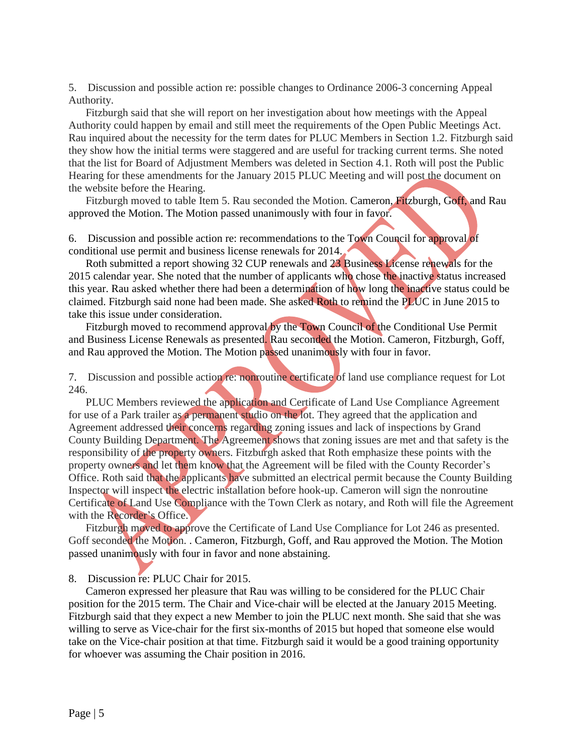5. Discussion and possible action re: possible changes to Ordinance 2006-3 concerning Appeal Authority.

Fitzburgh said that she will report on her investigation about how meetings with the Appeal Authority could happen by email and still meet the requirements of the Open Public Meetings Act. Rau inquired about the necessity for the term dates for PLUC Members in Section 1.2. Fitzburgh said they show how the initial terms were staggered and are useful for tracking current terms. She noted that the list for Board of Adjustment Members was deleted in Section 4.1. Roth will post the Public Hearing for these amendments for the January 2015 PLUC Meeting and will post the document on the website before the Hearing.

Fitzburgh moved to table Item 5. Rau seconded the Motion. Cameron, Fitzburgh, Goff, and Rau approved the Motion. The Motion passed unanimously with four in favor.

6. Discussion and possible action re: recommendations to the Town Council for approval of conditional use permit and business license renewals for 2014.

Roth submitted a report showing 32 CUP renewals and 23 Business License renewals for the 2015 calendar year. She noted that the number of applicants who chose the inactive status increased this year. Rau asked whether there had been a determination of how long the inactive status could be claimed. Fitzburgh said none had been made. She asked Roth to remind the PLUC in June 2015 to take this issue under consideration.

Fitzburgh moved to recommend approval by the Town Council of the Conditional Use Permit and Business License Renewals as presented. Rau seconded the Motion. Cameron, Fitzburgh, Goff, and Rau approved the Motion. The Motion passed unanimously with four in favor.

7. Discussion and possible action re: nonroutine certificate of land use compliance request for Lot 246.

PLUC Members reviewed the application and Certificate of Land Use Compliance Agreement for use of a Park trailer as a permanent studio on the lot. They agreed that the application and Agreement addressed their concerns regarding zoning issues and lack of inspections by Grand County Building Department. The Agreement shows that zoning issues are met and that safety is the responsibility of the property owners. Fitzburgh asked that Roth emphasize these points with the property owners and let them know that the Agreement will be filed with the County Recorder's Office. Roth said that the applicants have submitted an electrical permit because the County Building Inspector will inspect the electric installation before hook-up. Cameron will sign the nonroutine Certificate of Land Use Compliance with the Town Clerk as notary, and Roth will file the Agreement with the Recorder's Office.

Fitzburgh moved to approve the Certificate of Land Use Compliance for Lot 246 as presented. Goff seconded the Motion. . Cameron, Fitzburgh, Goff, and Rau approved the Motion. The Motion passed unanimously with four in favor and none abstaining.

8. Discussion re: PLUC Chair for 2015.

Cameron expressed her pleasure that Rau was willing to be considered for the PLUC Chair position for the 2015 term. The Chair and Vice-chair will be elected at the January 2015 Meeting. Fitzburgh said that they expect a new Member to join the PLUC next month. She said that she was willing to serve as Vice-chair for the first six-months of 2015 but hoped that someone else would take on the Vice-chair position at that time. Fitzburgh said it would be a good training opportunity for whoever was assuming the Chair position in 2016.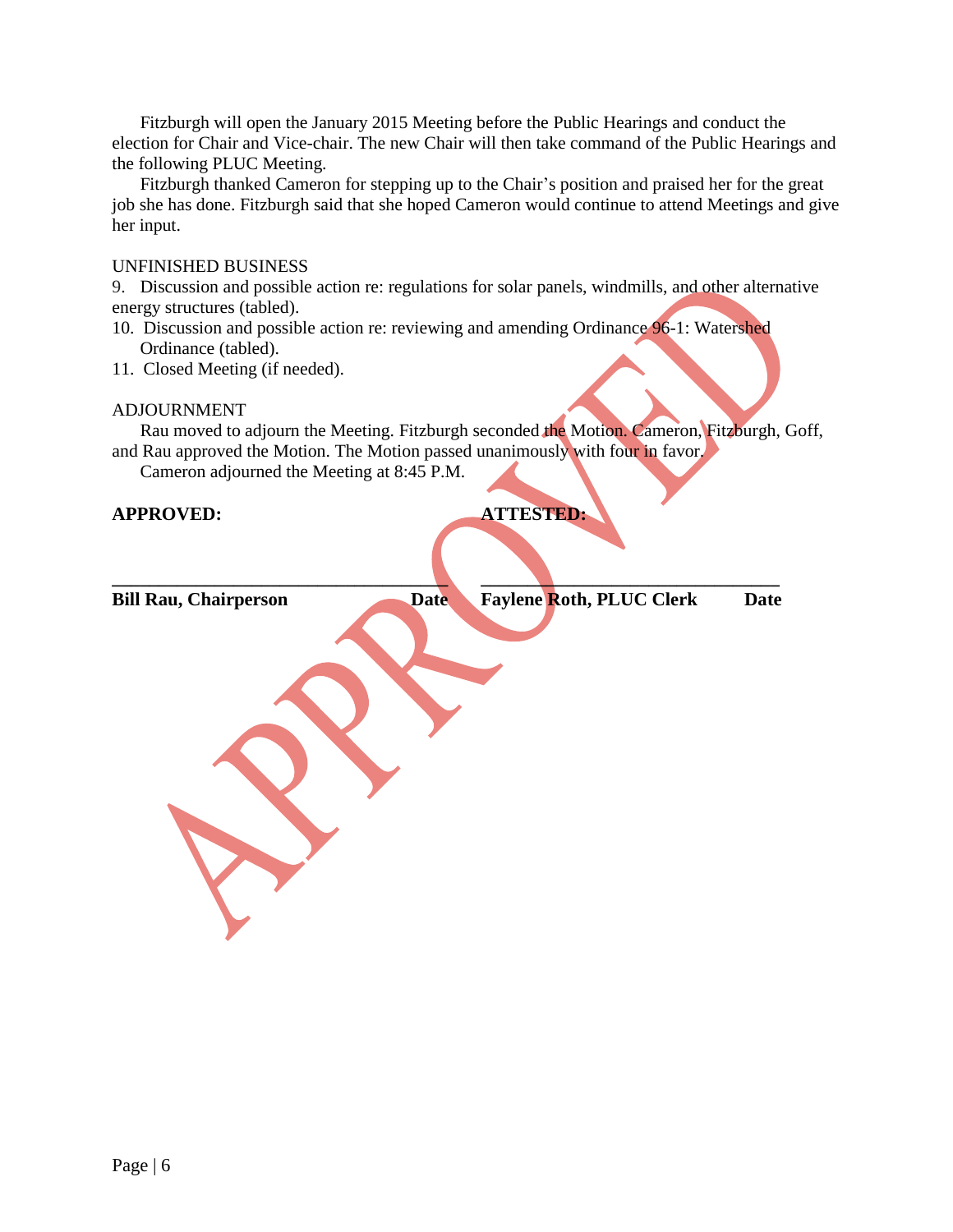Fitzburgh will open the January 2015 Meeting before the Public Hearings and conduct the election for Chair and Vice-chair. The new Chair will then take command of the Public Hearings and the following PLUC Meeting.

Fitzburgh thanked Cameron for stepping up to the Chair's position and praised her for the great job she has done. Fitzburgh said that she hoped Cameron would continue to attend Meetings and give her input.

UNFINISHED BUSINESS

9. Discussion and possible action re: regulations for solar panels, windmills, and other alternative energy structures (tabled).
10. Discussion and possible action re: reviewing and amending Ordinance 96-1: Watershed Ordinance (tabled).
11. Closed Meeting (if needed).

ADJOURNMENT

Rau moved to adjourn the Meeting. Fitzburgh seconded the Motion. Cameron, Fitzburgh, Goff, and Rau approved the Motion. The Motion passed unanimously with four in favor.

Cameron adjourned the Meeting at 8:45 P.M.

**APPROVED:** **ATTESTED:**

\_\_\_\_\_\_\_\_\_\_\_\_\_\_\_\_\_\_\_\_\_\_\_\_\_\_\_\_\_\_\_\_\_\_ \_\_\_\_\_\_\_\_\_\_\_\_\_\_\_\_\_\_\_\_\_\_\_\_\_\_\_\_\_\_\_\_\_\_

**Bill Rau, Chairperson Date** **Faylene Roth, PLUC Clerk Date**

APPROVED